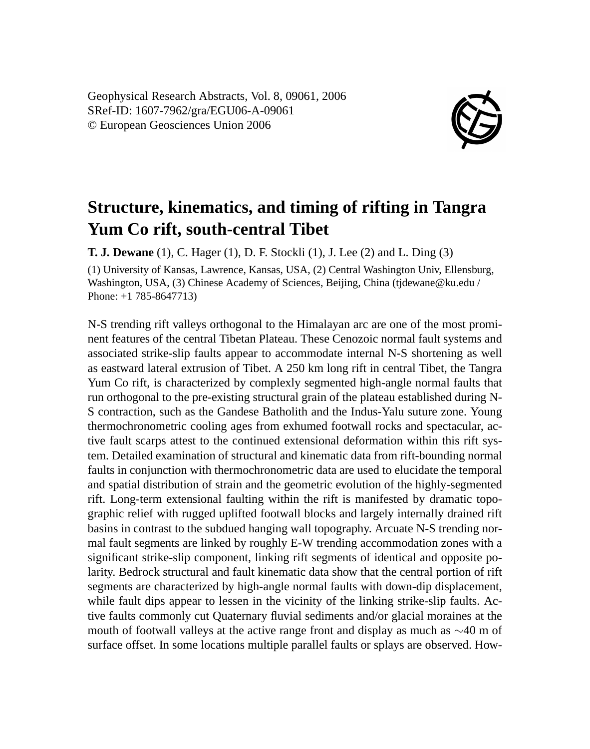Geophysical Research Abstracts, Vol. 8, 09061, 2006
SRef-ID: 1607-7962/gra/EGU06-A-09061
© European Geosciences Union 2006

# Structure, kinematics, and timing of rifting in Tangra Yum Co rift, south-central Tibet

**T. J. Dewane** (1), C. Hager (1), D. F. Stockli (1), J. Lee (2) and L. Ding (3)

(1) University of Kansas, Lawrence, Kansas, USA, (2) Central Washington Univ, Ellensburg, Washington, USA, (3) Chinese Academy of Sciences, Beijing, China (tjdewane@ku.edu / Phone: +1 785-8647713)

N-S trending rift valleys orthogonal to the Himalayan arc are one of the most prominent features of the central Tibetan Plateau. These Cenozoic normal fault systems and associated strike-slip faults appear to accommodate internal N-S shortening as well as eastward lateral extrusion of Tibet. A 250 km long rift in central Tibet, the Tangra Yum Co rift, is characterized by complexly segmented high-angle normal faults that run orthogonal to the pre-existing structural grain of the plateau established during N-S contraction, such as the Gandese Batholith and the Indus-Yalu suture zone. Young thermochronometric cooling ages from exhumed footwall rocks and spectacular, active fault scarps attest to the continued extensional deformation within this rift system. Detailed examination of structural and kinematic data from rift-bounding normal faults in conjunction with thermochronometric data are used to elucidate the temporal and spatial distribution of strain and the geometric evolution of the highly-segmented rift. Long-term extensional faulting within the rift is manifested by dramatic topographic relief with rugged uplifted footwall blocks and largely internally drained rift basins in contrast to the subdued hanging wall topography. Arcuate N-S trending normal fault segments are linked by roughly E-W trending accommodation zones with a significant strike-slip component, linking rift segments of identical and opposite polarity. Bedrock structural and fault kinematic data show that the central portion of rift segments are characterized by high-angle normal faults with down-dip displacement, while fault dips appear to lessen in the vicinity of the linking strike-slip faults. Active faults commonly cut Quaternary fluvial sediments and/or glacial moraines at the mouth of footwall valleys at the active range front and display as much as $\sim$40 m of surface offset. In some locations multiple parallel faults or splays are observed. How-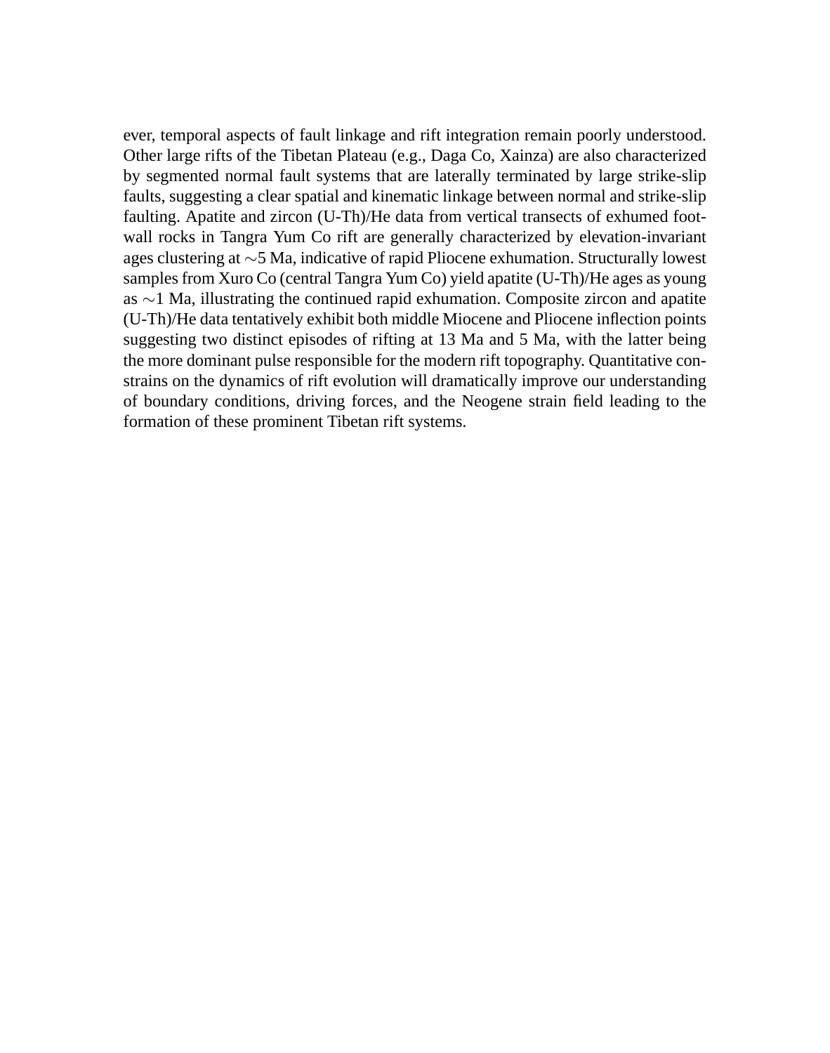ever, temporal aspects of fault linkage and rift integration remain poorly understood. Other large rifts of the Tibetan Plateau (e.g., Daga Co, Xainza) are also characterized by segmented normal fault systems that are laterally terminated by large strike-slip faults, suggesting a clear spatial and kinematic linkage between normal and strike-slip faulting. Apatite and zircon (U-Th)/He data from vertical transects of exhumed footwall rocks in Tangra Yum Co rift are generally characterized by elevation-invariant ages clustering at $\sim$5 Ma, indicative of rapid Pliocene exhumation. Structurally lowest samples from Xuro Co (central Tangra Yum Co) yield apatite (U-Th)/He ages as young as $\sim$1 Ma, illustrating the continued rapid exhumation. Composite zircon and apatite (U-Th)/He data tentatively exhibit both middle Miocene and Pliocene inflection points suggesting two distinct episodes of rifting at 13 Ma and 5 Ma, with the latter being the more dominant pulse responsible for the modern rift topography. Quantitative constrains on the dynamics of rift evolution will dramatically improve our understanding of boundary conditions, driving forces, and the Neogene strain field leading to the formation of these prominent Tibetan rift systems.